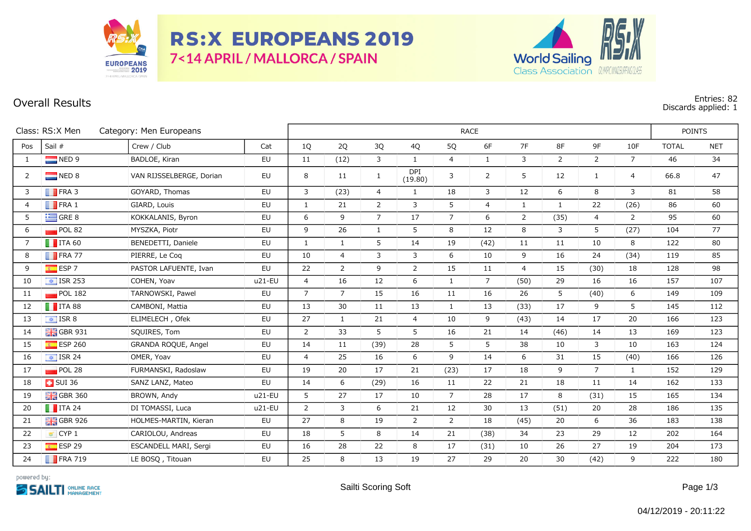# RS:X EUROPEANS 2019

**7<14 APRIL / MALLORCA / SPAIN**

## Overall Results

Entries: 82
Discards applied: 1

Class: RS:X Men    Category: Men Europeans

| Pos | Sail # | Crew / Club | Cat | RACE | | | | | | | | | | POINTS | |
|---|---|---|---|---|---|---|---|---|---|---|---|---|---|---|---|
| | | | | 1Q | 2Q | 3Q | 4Q | 5Q | 6F | 7F | 8F | 9F | 10F | TOTAL | NET |
| 1 | NED 9 | BADLOE, Kiran | EU | 11 | (12) | 3 | 1 | 4 | 1 | 3 | 2 | 2 | 7 | 46 | 34 |
| 2 | NED 8 | VAN RIJSSELBERGE, Dorian | EU | 8 | 11 | 1 | DPI (19.80) | 3 | 2 | 5 | 12 | 1 | 4 | 66.8 | 47 |
| 3 | FRA 3 | GOYARD, Thomas | EU | 3 | (23) | 4 | 1 | 18 | 3 | 12 | 6 | 8 | 3 | 81 | 58 |
| 4 | FRA 1 | GIARD, Louis | EU | 1 | 21 | 2 | 3 | 5 | 4 | 1 | 1 | 22 | (26) | 86 | 60 |
| 5 | GRE 8 | KOKKALANIS, Byron | EU | 6 | 9 | 7 | 17 | 7 | 6 | 2 | (35) | 4 | 2 | 95 | 60 |
| 6 | POL 82 | MYSZKA, Piotr | EU | 9 | 26 | 1 | 5 | 8 | 12 | 8 | 3 | 5 | (27) | 104 | 77 |
| 7 | ITA 60 | BENEDETTI, Daniele | EU | 1 | 1 | 5 | 14 | 19 | (42) | 11 | 11 | 10 | 8 | 122 | 80 |
| 8 | FRA 77 | PIERRE, Le Coq | EU | 10 | 4 | 3 | 3 | 6 | 10 | 9 | 16 | 24 | (34) | 119 | 85 |
| 9 | ESP 7 | PASTOR LAFUENTE, Ivan | EU | 22 | 2 | 9 | 2 | 15 | 11 | 4 | 15 | (30) | 18 | 128 | 98 |
| 10 | ISR 253 | COHEN, Yoav | u21-EU | 4 | 16 | 12 | 6 | 1 | 7 | (50) | 29 | 16 | 16 | 157 | 107 |
| 11 | POL 182 | TARNOWSKI, Pawel | EU | 7 | 7 | 15 | 16 | 11 | 16 | 26 | 5 | (40) | 6 | 149 | 109 |
| 12 | ITA 88 | CAMBONI, Mattia | EU | 13 | 30 | 11 | 13 | 1 | 13 | (33) | 17 | 9 | 5 | 145 | 112 |
| 13 | ISR 8 | ELIMELECH , Ofek | EU | 27 | 1 | 21 | 4 | 10 | 9 | (43) | 14 | 17 | 20 | 166 | 123 |
| 14 | GBR 931 | SQUIRES, Tom | EU | 2 | 33 | 5 | 5 | 16 | 21 | 14 | (46) | 14 | 13 | 169 | 123 |
| 15 | ESP 260 | GRANDA ROQUE, Angel | EU | 14 | 11 | (39) | 28 | 5 | 5 | 38 | 10 | 3 | 10 | 163 | 124 |
| 16 | ISR 24 | OMER, Yoav | EU | 4 | 25 | 16 | 6 | 9 | 14 | 6 | 31 | 15 | (40) | 166 | 126 |
| 17 | POL 28 | FURMANSKI, Radoslaw | EU | 19 | 20 | 17 | 21 | (23) | 17 | 18 | 9 | 7 | 1 | 152 | 129 |
| 18 | SUI 36 | SANZ LANZ, Mateo | EU | 14 | 6 | (29) | 16 | 11 | 22 | 21 | 18 | 11 | 14 | 162 | 133 |
| 19 | GBR 360 | BROWN, Andy | u21-EU | 5 | 27 | 17 | 10 | 7 | 28 | 17 | 8 | (31) | 15 | 165 | 134 |
| 20 | ITA 24 | DI TOMASSI, Luca | u21-EU | 2 | 3 | 6 | 21 | 12 | 30 | 13 | (51) | 20 | 28 | 186 | 135 |
| 21 | GBR 926 | HOLMES-MARTIN, Kieran | EU | 27 | 8 | 19 | 2 | 2 | 18 | (45) | 20 | 6 | 36 | 183 | 138 |
| 22 | CYP 1 | CARIOLOU, Andreas | EU | 18 | 5 | 8 | 14 | 21 | (38) | 34 | 23 | 29 | 12 | 202 | 164 |
| 23 | ESP 29 | ESCANDELL MARI, Sergi | EU | 16 | 28 | 22 | 8 | 17 | (31) | 10 | 26 | 27 | 19 | 204 | 173 |
| 24 | FRA 719 | LE BOSQ , Titouan | EU | 25 | 8 | 13 | 19 | 27 | 29 | 20 | 30 | (42) | 9 | 222 | 180 |

powered by: SAILTI ONLINE RACE MANAGEMENT

Sailti Scoring Soft

04/12/2019 - 20:11:22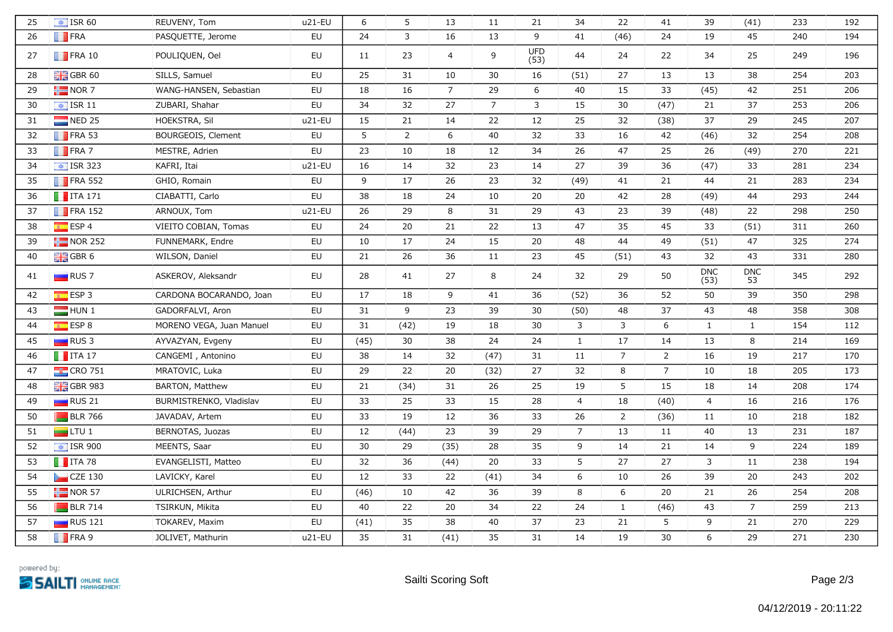| 25 | ISR 60 | REUVENY, Tom | u21-EU | 6 | 5 | 13 | 11 | 21 | 34 | 22 | 41 | 39 | (41) | 233 | 192 |
|---|---|---|---|---|---|---|---|---|---|---|---|---|---|---|---|
| 26 | FRA | PASQUETTE, Jerome | EU | 24 | 3 | 16 | 13 | 9 | 41 | (46) | 24 | 19 | 45 | 240 | 194 |
| 27 | FRA 10 | POULIQUEN, Oel | EU | 11 | 23 | 4 | 9 | UFD (53) | 44 | 24 | 22 | 34 | 25 | 249 | 196 |
| 28 | GBR 60 | SILLS, Samuel | EU | 25 | 31 | 10 | 30 | 16 | (51) | 27 | 13 | 13 | 38 | 254 | 203 |
| 29 | NOR 7 | WANG-HANSEN, Sebastian | EU | 18 | 16 | 7 | 29 | 6 | 40 | 15 | 33 | (45) | 42 | 251 | 206 |
| 30 | ISR 11 | ZUBARI, Shahar | EU | 34 | 32 | 27 | 7 | 3 | 15 | 30 | (47) | 21 | 37 | 253 | 206 |
| 31 | NED 25 | HOEKSTRA, Sil | u21-EU | 15 | 21 | 14 | 22 | 12 | 25 | 32 | (38) | 37 | 29 | 245 | 207 |
| 32 | FRA 53 | BOURGEOIS, Clement | EU | 5 | 2 | 6 | 40 | 32 | 33 | 16 | 42 | (46) | 32 | 254 | 208 |
| 33 | FRA 7 | MESTRE, Adrien | EU | 23 | 10 | 18 | 12 | 34 | 26 | 47 | 25 | 26 | (49) | 270 | 221 |
| 34 | ISR 323 | KAFRI, Itai | u21-EU | 16 | 14 | 32 | 23 | 14 | 27 | 39 | 36 | (47) | 33 | 281 | 234 |
| 35 | FRA 552 | GHIO, Romain | EU | 9 | 17 | 26 | 23 | 32 | (49) | 41 | 21 | 44 | 21 | 283 | 234 |
| 36 | ITA 171 | CIABATTI, Carlo | EU | 38 | 18 | 24 | 10 | 20 | 20 | 42 | 28 | (49) | 44 | 293 | 244 |
| 37 | FRA 152 | ARNOUX, Tom | u21-EU | 26 | 29 | 8 | 31 | 29 | 43 | 23 | 39 | (48) | 22 | 298 | 250 |
| 38 | ESP 4 | VIEITO COBIAN, Tomas | EU | 24 | 20 | 21 | 22 | 13 | 47 | 35 | 45 | 33 | (51) | 311 | 260 |
| 39 | NOR 252 | FUNNEMARK, Endre | EU | 10 | 17 | 24 | 15 | 20 | 48 | 44 | 49 | (51) | 47 | 325 | 274 |
| 40 | GBR 6 | WILSON, Daniel | EU | 21 | 26 | 36 | 11 | 23 | 45 | (51) | 43 | 32 | 43 | 331 | 280 |
| 41 | RUS 7 | ASKEROV, Aleksandr | EU | 28 | 41 | 27 | 8 | 24 | 32 | 29 | 50 | DNC (53) | DNC 53 | 345 | 292 |
| 42 | ESP 3 | CARDONA BOCARANDO, Joan | EU | 17 | 18 | 9 | 41 | 36 | (52) | 36 | 52 | 50 | 39 | 350 | 298 |
| 43 | HUN 1 | GADORFALVI, Aron | EU | 31 | 9 | 23 | 39 | 30 | (50) | 48 | 37 | 43 | 48 | 358 | 308 |
| 44 | ESP 8 | MORENO VEGA, Juan Manuel | EU | 31 | (42) | 19 | 18 | 30 | 3 | 3 | 6 | 1 | 1 | 154 | 112 |
| 45 | RUS 3 | AYVAZYAN, Evgeny | EU | (45) | 30 | 38 | 24 | 24 | 1 | 17 | 14 | 13 | 8 | 214 | 169 |
| 46 | ITA 17 | CANGEMI , Antonino | EU | 38 | 14 | 32 | (47) | 31 | 11 | 7 | 2 | 16 | 19 | 217 | 170 |
| 47 | CRO 751 | MRATOVIC, Luka | EU | 29 | 22 | 20 | (32) | 27 | 32 | 8 | 7 | 10 | 18 | 205 | 173 |
| 48 | GBR 983 | BARTON, Matthew | EU | 21 | (34) | 31 | 26 | 25 | 19 | 5 | 15 | 18 | 14 | 208 | 174 |
| 49 | RUS 21 | BURMISTRENKO, Vladislav | EU | 33 | 25 | 33 | 15 | 28 | 4 | 18 | (40) | 4 | 16 | 216 | 176 |
| 50 | BLR 766 | JAVADAV, Artem | EU | 33 | 19 | 12 | 36 | 33 | 26 | 2 | (36) | 11 | 10 | 218 | 182 |
| 51 | LTU 1 | BERNOTAS, Juozas | EU | 12 | (44) | 23 | 39 | 29 | 7 | 13 | 11 | 40 | 13 | 231 | 187 |
| 52 | ISR 900 | MEENTS, Saar | EU | 30 | 29 | (35) | 28 | 35 | 9 | 14 | 21 | 14 | 9 | 224 | 189 |
| 53 | ITA 78 | EVANGELISTI, Matteo | EU | 32 | 36 | (44) | 20 | 33 | 5 | 27 | 27 | 3 | 11 | 238 | 194 |
| 54 | CZE 130 | LAVICKY, Karel | EU | 12 | 33 | 22 | (41) | 34 | 6 | 10 | 26 | 39 | 20 | 243 | 202 |
| 55 | NOR 57 | ULRICHSEN, Arthur | EU | (46) | 10 | 42 | 36 | 39 | 8 | 6 | 20 | 21 | 26 | 254 | 208 |
| 56 | BLR 714 | TSIRKUN, Mikita | EU | 40 | 22 | 20 | 34 | 22 | 24 | 1 | (46) | 43 | 7 | 259 | 213 |
| 57 | RUS 121 | TOKAREV, Maxim | EU | (41) | 35 | 38 | 40 | 37 | 23 | 21 | 5 | 9 | 21 | 270 | 229 |
| 58 | FRA 9 | JOLIVET, Mathurin | u21-EU | 35 | 31 | (41) | 35 | 31 | 14 | 19 | 30 | 6 | 29 | 271 | 230 |

powered by: SAILTI ONLINE RACE MANAGEMENT

Sailti Scoring Soft

04/12/2019 - 20:11:22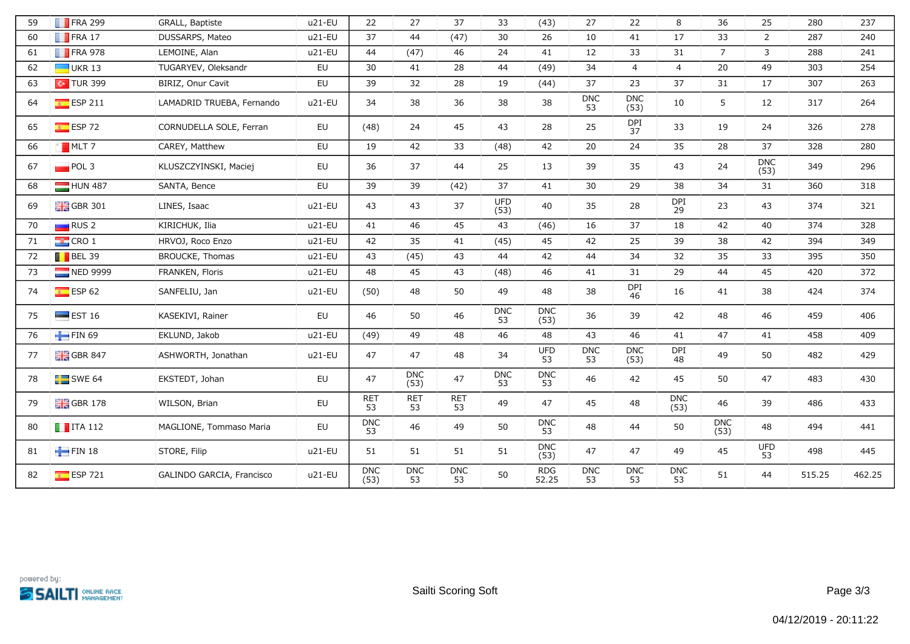| | | | | | | | | | | | | | | | |
|---|---|---|---|---|---|---|---|---|---|---|---|---|---|---|---|
| 59 | FRA 299 | GRALL, Baptiste | u21-EU | 22 | 27 | 37 | 33 | (43) | 27 | 22 | 8 | 36 | 25 | 280 | 237 |
| 60 | FRA 17 | DUSSARPS, Mateo | u21-EU | 37 | 44 | (47) | 30 | 26 | 10 | 41 | 17 | 33 | 2 | 287 | 240 |
| 61 | FRA 978 | LEMOINE, Alan | u21-EU | 44 | (47) | 46 | 24 | 41 | 12 | 33 | 31 | 7 | 3 | 288 | 241 |
| 62 | UKR 13 | TUGARYEV, Oleksandr | EU | 30 | 41 | 28 | 44 | (49) | 34 | 4 | 4 | 20 | 49 | 303 | 254 |
| 63 | TUR 399 | BIRIZ, Onur Cavit | EU | 39 | 32 | 28 | 19 | (44) | 37 | 23 | 37 | 31 | 17 | 307 | 263 |
| 64 | ESP 211 | LAMADRID TRUEBA, Fernando | u21-EU | 34 | 38 | 36 | 38 | 38 | DNC 53 | DNC (53) | 10 | 5 | 12 | 317 | 264 |
| 65 | ESP 72 | CORNUDELLA SOLE, Ferran | EU | (48) | 24 | 45 | 43 | 28 | 25 | DPI 37 | 33 | 19 | 24 | 326 | 278 |
| 66 | MLT 7 | CAREY, Matthew | EU | 19 | 42 | 33 | (48) | 42 | 20 | 24 | 35 | 28 | 37 | 328 | 280 |
| 67 | POL 3 | KLUSZCZYINSKI, Maciej | EU | 36 | 37 | 44 | 25 | 13 | 39 | 35 | 43 | 24 | DNC (53) | 349 | 296 |
| 68 | HUN 487 | SANTA, Bence | EU | 39 | 39 | (42) | 37 | 41 | 30 | 29 | 38 | 34 | 31 | 360 | 318 |
| 69 | GBR 301 | LINES, Isaac | u21-EU | 43 | 43 | 37 | UFD (53) | 40 | 35 | 28 | DPI 29 | 23 | 43 | 374 | 321 |
| 70 | RUS 2 | KIRICHUK, Ilia | u21-EU | 41 | 46 | 45 | 43 | (46) | 16 | 37 | 18 | 42 | 40 | 374 | 328 |
| 71 | CRO 1 | HRVOJ, Roco Enzo | u21-EU | 42 | 35 | 41 | (45) | 45 | 42 | 25 | 39 | 38 | 42 | 394 | 349 |
| 72 | BEL 39 | BROUCKE, Thomas | u21-EU | 43 | (45) | 43 | 44 | 42 | 44 | 34 | 32 | 35 | 33 | 395 | 350 |
| 73 | NED 9999 | FRANKEN, Floris | u21-EU | 48 | 45 | 43 | (48) | 46 | 41 | 31 | 29 | 44 | 45 | 420 | 372 |
| 74 | ESP 62 | SANFELIU, Jan | u21-EU | (50) | 48 | 50 | 49 | 48 | 38 | DPI 46 | 16 | 41 | 38 | 424 | 374 |
| 75 | EST 16 | KASEKIVI, Rainer | EU | 46 | 50 | 46 | DNC 53 | DNC (53) | 36 | 39 | 42 | 48 | 46 | 459 | 406 |
| 76 | FIN 69 | EKLUND, Jakob | u21-EU | (49) | 49 | 48 | 46 | 48 | 43 | 46 | 41 | 47 | 41 | 458 | 409 |
| 77 | GBR 847 | ASHWORTH, Jonathan | u21-EU | 47 | 47 | 48 | 34 | UFD 53 | DNC 53 | DNC (53) | DPI 48 | 49 | 50 | 482 | 429 |
| 78 | SWE 64 | EKSTEDT, Johan | EU | 47 | DNC (53) | 47 | DNC 53 | DNC 53 | 46 | 42 | 45 | 50 | 47 | 483 | 430 |
| 79 | GBR 178 | WILSON, Brian | EU | RET 53 | RET 53 | RET 53 | 49 | 47 | 45 | 48 | DNC (53) | 46 | 39 | 486 | 433 |
| 80 | ITA 112 | MAGLIONE, Tommaso Maria | EU | DNC 53 | 46 | 49 | 50 | DNC 53 | 48 | 44 | 50 | DNC (53) | 48 | 494 | 441 |
| 81 | FIN 18 | STORE, Filip | u21-EU | 51 | 51 | 51 | 51 | DNC (53) | 47 | 47 | 49 | 45 | UFD 53 | 498 | 445 |
| 82 | ESP 721 | GALINDO GARCIA, Francisco | u21-EU | DNC (53) | DNC 53 | DNC 53 | 50 | RDG 52.25 | DNC 53 | DNC 53 | DNC 53 | 51 | 44 | 515.25 | 462.25 |

powered by: SAILTI ONLINE RACE MANAGEMENT

Sailti Scoring Soft

04/12/2019 - 20:11:22